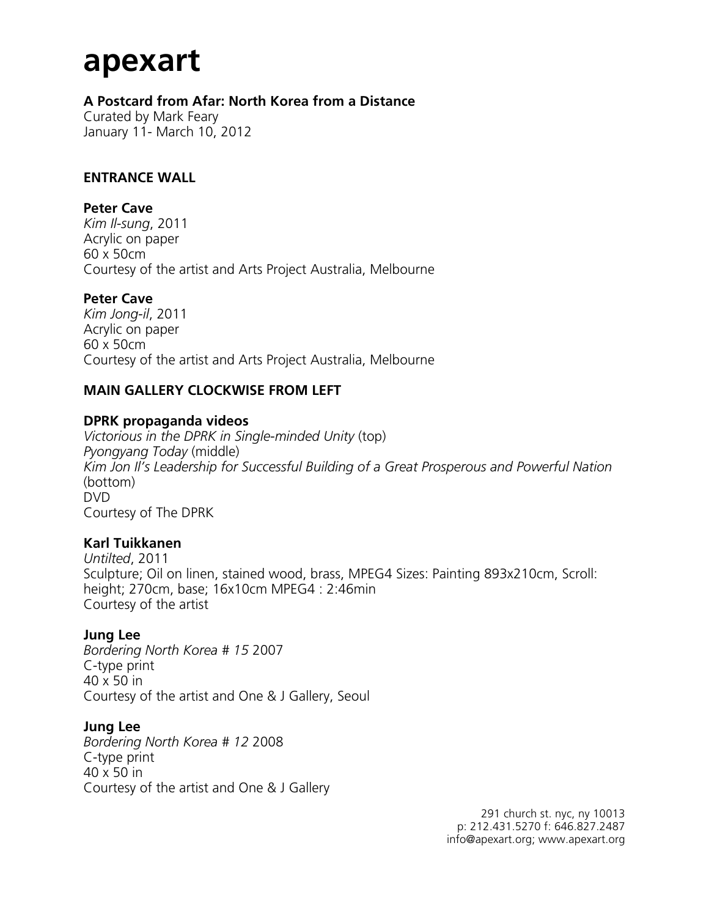# apexart

**A Postcard from Afar: North Korea from a Distance**
Curated by Mark Feary
January 11- March 10, 2012

**ENTRANCE WALL**

**Peter Cave**
*Kim Il-sung*, 2011
Acrylic on paper
60 x 50cm
Courtesy of the artist and Arts Project Australia, Melbourne

**Peter Cave**
*Kim Jong-il*, 2011
Acrylic on paper
60 x 50cm
Courtesy of the artist and Arts Project Australia, Melbourne

**MAIN GALLERY CLOCKWISE FROM LEFT**

**DPRK propaganda videos**
*Victorious in the DPRK in Single-minded Unity* (top)
*Pyongyang Today* (middle)
*Kim Jon Il's Leadership for Successful Building of a Great Prosperous and Powerful Nation* (bottom)
DVD
Courtesy of The DPRK

**Karl Tuikkanen**
*Untilted*, 2011
Sculpture; Oil on linen, stained wood, brass, MPEG4 Sizes: Painting 893x210cm, Scroll: height; 270cm, base; 16x10cm MPEG4 : 2:46min
Courtesy of the artist

**Jung Lee**
*Bordering North Korea # 15* 2007
C-type print
40 x 50 in
Courtesy of the artist and One & J Gallery, Seoul

**Jung Lee**
*Bordering North Korea # 12* 2008
C-type print
40 x 50 in
Courtesy of the artist and One & J Gallery

291 church st. nyc, ny 10013
p: 212.431.5270 f: 646.827.2487
info@apexart.org; www.apexart.org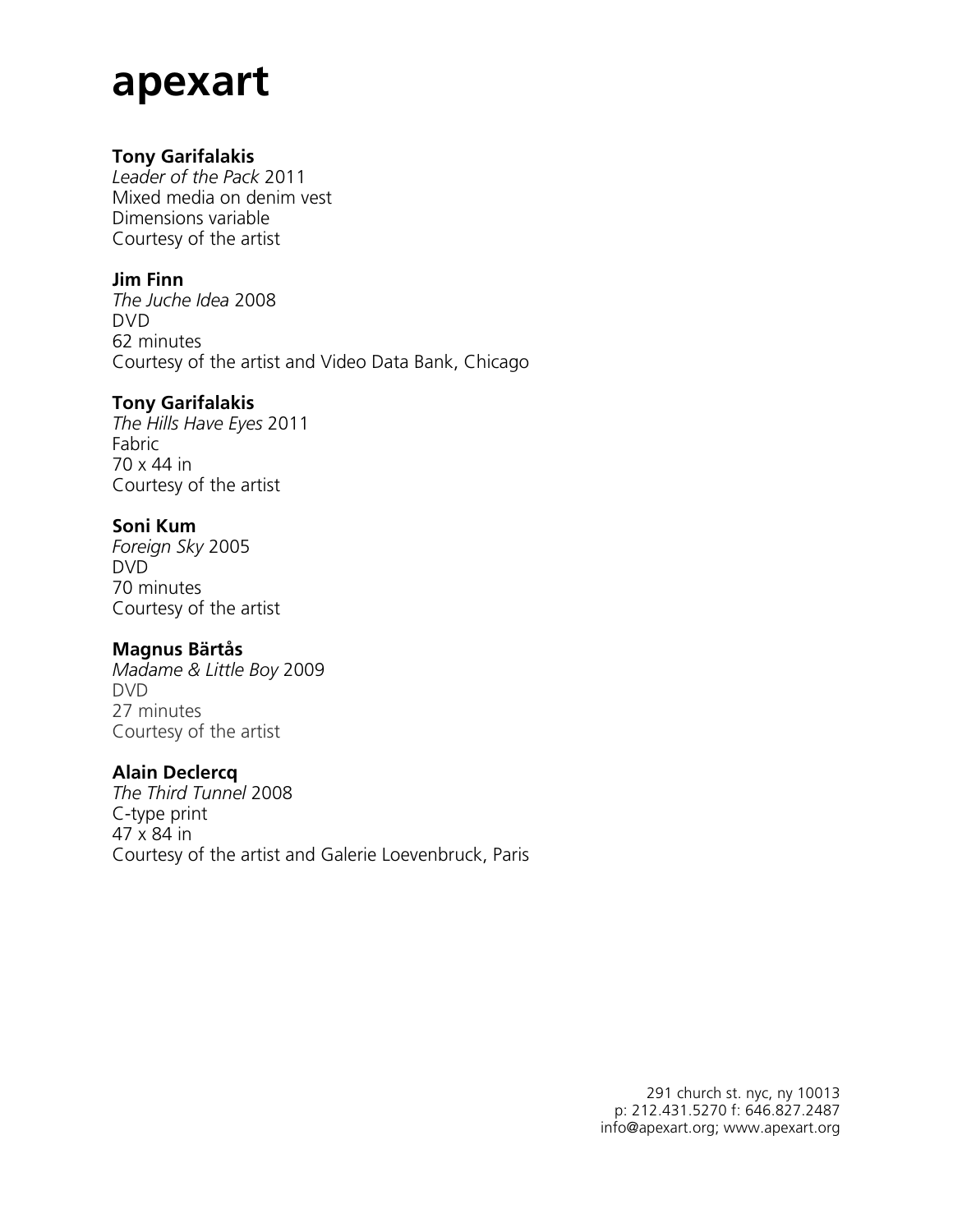# apexart

**Tony Garifalakis**
*Leader of the Pack* 2011
Mixed media on denim vest
Dimensions variable
Courtesy of the artist

**Jim Finn**
*The Juche Idea* 2008
DVD
62 minutes
Courtesy of the artist and Video Data Bank, Chicago

**Tony Garifalakis**
*The Hills Have Eyes* 2011
Fabric
70 x 44 in
Courtesy of the artist

**Soni Kum**
*Foreign Sky* 2005
DVD
70 minutes
Courtesy of the artist

**Magnus Bärtås**
*Madame & Little Boy* 2009
DVD
27 minutes
Courtesy of the artist

**Alain Declercq**
*The Third Tunnel* 2008
C-type print
47 x 84 in
Courtesy of the artist and Galerie Loevenbruck, Paris

291 church st. nyc, ny 10013
p: 212.431.5270 f: 646.827.2487
info@apexart.org; www.apexart.org